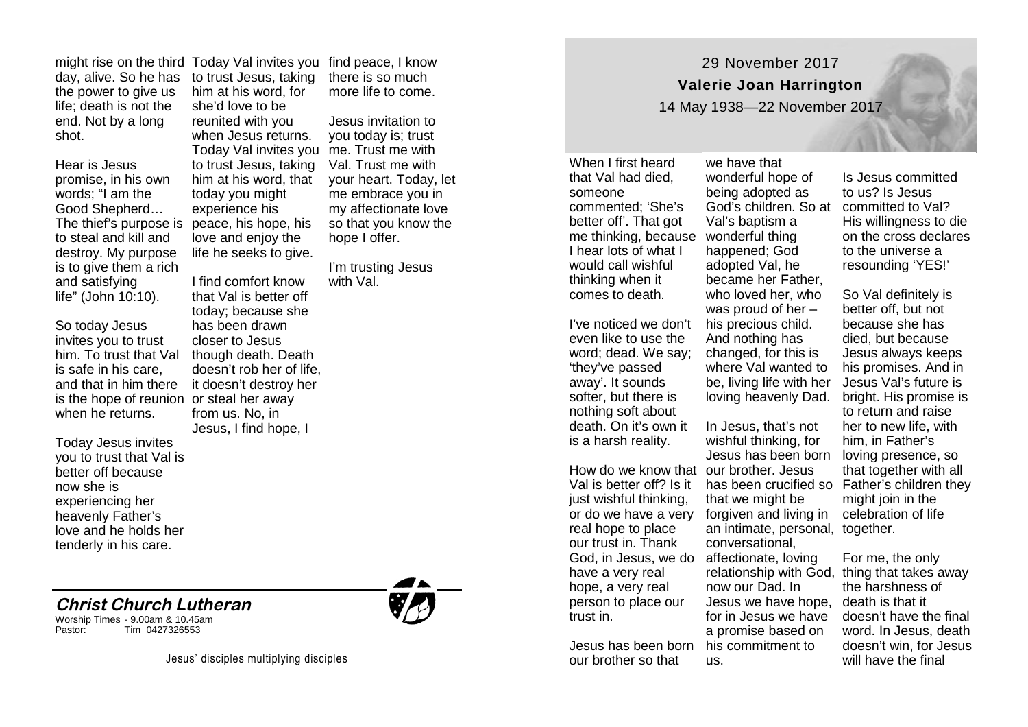# 29 November 2017

## Valerie Joan Harrington

14 May 1938—22 November 2017

When I first heard that Val had died, someone commented; 'She's better off'. That got me thinking, because I hear lots of what I would call wishful thinking when it comes to death.

I've noticed we don't even like to use the word; dead. We say; 'they've passed away'. It sounds softer, but there is nothing soft about death. On it's own it is a harsh reality.

How do we know that Val is better off? Is it just wishful thinking, or do we have a very real hope to place our trust in. Thank God, in Jesus, we do have a very real hope, a very real person to place our trust in.

Jesus has been born our brother so that we have that wonderful hope of being adopted as God's children. So at Val's baptism a wonderful thing happened; God adopted Val, he became her Father, who loved her, who was proud of her – his precious child. And nothing has changed, for this is where Val wanted to be, living life with her loving heavenly Dad.

In Jesus, that's not wishful thinking, for Jesus has been born our brother. Jesus has been crucified so that we might be forgiven and living in an intimate, personal, conversational, affectionate, loving relationship with God, now our Dad. In Jesus we have hope, for in Jesus we have a promise based on his commitment to us.

Is Jesus committed to us? Is Jesus committed to Val? His willingness to die on the cross declares to the universe a resounding 'YES!'

So Val definitely is better off, but not because she has died, but because Jesus always keeps his promises. And in Jesus Val's future is bright. His promise is to return and raise her to new life, with him, in Father's loving presence, so that together with all Father's children they might join in the celebration of life together.

For me, the only thing that takes away the harshness of death is that it doesn't have the final word. In Jesus, death doesn't win, for Jesus will have the final word. Jesus rose from the dead, so we know that we too might rise on the third day, alive. So he has the power to give us life; death is not the end. Not by a long shot.

Hear is Jesus promise, in his own words; "I am the Good Shepherd… The thief's purpose is to steal and kill and destroy. My purpose is to give them a rich and satisfying life" (John 10:10).

So today Jesus invites you to trust him. To trust that Val is safe in his care, and that in him there is the hope of reunion when he returns.

Today Jesus invites you to trust that Val is better off because now she is experiencing her heavenly Father's love and he holds her tenderly in his care.

Today Val invites you to trust Jesus, taking him at his word, for she'd love to be reunited with you when Jesus returns. Today Val invites you to trust Jesus, taking him at his word, that today you might experience his peace, his hope, his love and enjoy the life he seeks to give.

I find comfort know that Val is better off today; because she has been drawn closer to Jesus though death. Death doesn't rob her of life, it doesn't destroy her or steal her away from us. No, in Jesus, I find hope, I find peace, I know there is so much more life to come.

Jesus invitation to you today is; trust me. Trust me with Val. Trust me with your heart. Today, let me embrace you in my affectionate love so that you know the hope I offer.

I'm trusting Jesus with Val.

**Christ Church Lutheran**

Worship Times - 9.00am & 10.45am
Pastor: Tim 0427326553

Jesus' disciples multiplying disciples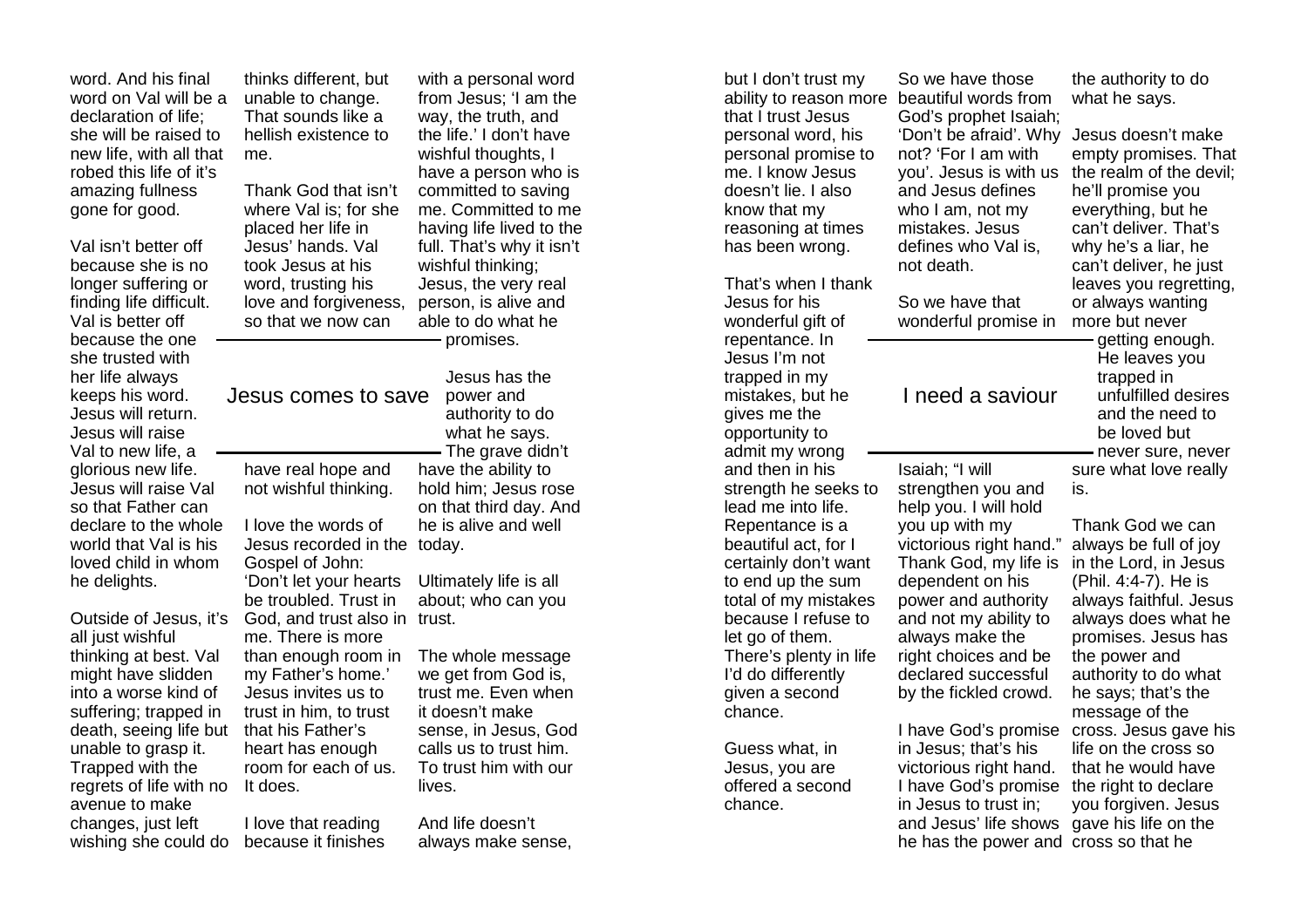word. And his final word on Val will be a declaration of life; she will be raised to new life, with all that robbed this life of it's amazing fullness gone for good.

Val isn't better off because she is no longer suffering or finding life difficult. Val is better off because the one she trusted with her life always keeps his word. Jesus will return. Jesus will raise Val to new life, a glorious new life. Jesus will raise Val so that Father can declare to the whole world that Val is his loved child in whom he delights.

Outside of Jesus, it's all just wishful thinking at best. Val might have slidden into a worse kind of suffering; trapped in death, seeing life but unable to grasp it. Trapped with the regrets of life with no avenue to make changes, just left wishing she could do thinks different, but unable to change. That sounds like a hellish existence to me.

Thank God that isn't where Val is; for she placed her life in Jesus' hands. Val took Jesus at his word, trusting his love and forgiveness, so that we now can

## Jesus comes to save

have real hope and not wishful thinking.

I love the words of Jesus recorded in the Gospel of John: 'Don't let your hearts be troubled. Trust in God, and trust also in me. There is more than enough room in my Father's home.' Jesus invites us to trust in him, to trust that his Father's heart has enough room for each of us. It does.

I love that reading because it finishes with a personal word from Jesus; 'I am the way, the truth, and the life.' I don't have wishful thoughts, I have a person who is committed to saving me. Committed to me having life lived to the full. That's why it isn't wishful thinking; Jesus, the very real person, is alive and able to do what he promises.

Jesus has the power and authority to do what he says. The grave didn't have the ability to hold him; Jesus rose on that third day. And he is alive and well today.

Ultimately life is all about; who can you trust.

The whole message we get from God is, trust me. Even when it doesn't make sense, in Jesus, God calls us to trust him. To trust him with our lives.

And life doesn't always make sense, but I don't trust my ability to reason more that I trust Jesus personal word, his personal promise to me. I know Jesus doesn't lie. I also know that my reasoning at times has been wrong.

That's when I thank Jesus for his wonderful gift of repentance. In Jesus I'm not trapped in my mistakes, but he gives me the opportunity to admit my wrong and then in his strength he seeks to lead me into life. Repentance is a beautiful act, for I certainly don't want to end up the sum total of my mistakes because I refuse to let go of them. There's plenty in life I'd do differently given a second chance.

Guess what, in Jesus, you are offered a second chance.

So we have those beautiful words from God's prophet Isaiah; 'Don't be afraid'. Why not? 'For I am with you'. Jesus is with us and Jesus defines who I am, not my mistakes. Jesus defines who Val is, not death.

So we have that wonderful promise in

## I need a saviour

Isaiah; "I will strengthen you and help you. I will hold you up with my victorious right hand." Thank God, my life is dependent on his power and authority and not my ability to always make the right choices and be declared successful by the fickled crowd.

I have God's promise in Jesus; that's his victorious right hand. I have God's promise in Jesus to trust in; and Jesus' life shows he has the power and the authority to do what he says.

Jesus doesn't make empty promises. That the realm of the devil; he'll promise you everything, but he can't deliver. That's why he's a liar, he can't deliver, he just leaves you regretting, or always wanting more but never getting enough. He leaves you trapped in unfulfilled desires and the need to be loved but never sure, never sure what love really is.

Thank God we can always be full of joy in the Lord, in Jesus (Phil. 4:4-7). He is always faithful. Jesus always does what he promises. Jesus has the power and authority to do what he says; that's the message of the cross. Jesus gave his life on the cross so that he would have the right to declare you forgiven. Jesus gave his life on the cross so that he